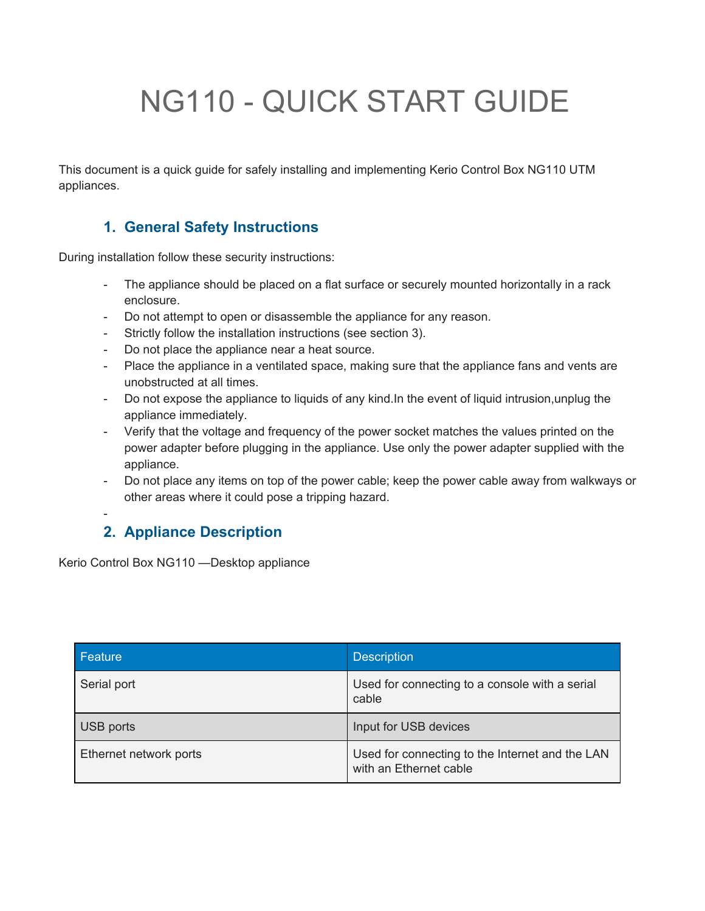# NG110 - QUICK START GUIDE

This document is a quick guide for safely installing and implementing Kerio Control Box NG110 UTM appliances.

## 1. General Safety Instructions

During installation follow these security instructions:

- The appliance should be placed on a flat surface or securely mounted horizontally in a rack enclosure.
- Do not attempt to open or disassemble the appliance for any reason.
- Strictly follow the installation instructions (see section 3).
- Do not place the appliance near a heat source.
- Place the appliance in a ventilated space, making sure that the appliance fans and vents are unobstructed at all times.
- Do not expose the appliance to liquids of any kind.In the event of liquid intrusion,unplug the appliance immediately.
- Verify that the voltage and frequency of the power socket matches the values printed on the power adapter before plugging in the appliance. Use only the power adapter supplied with the appliance.
- Do not place any items on top of the power cable; keep the power cable away from walkways or other areas where it could pose a tripping hazard.
-

## 2. Appliance Description

Kerio Control Box NG110 —Desktop appliance

| Feature | Description |
| --- | --- |
| Serial port | Used for connecting to a console with a serial cable |
| USB ports | Input for USB devices |
| Ethernet network ports | Used for connecting to the Internet and the LAN with an Ethernet cable |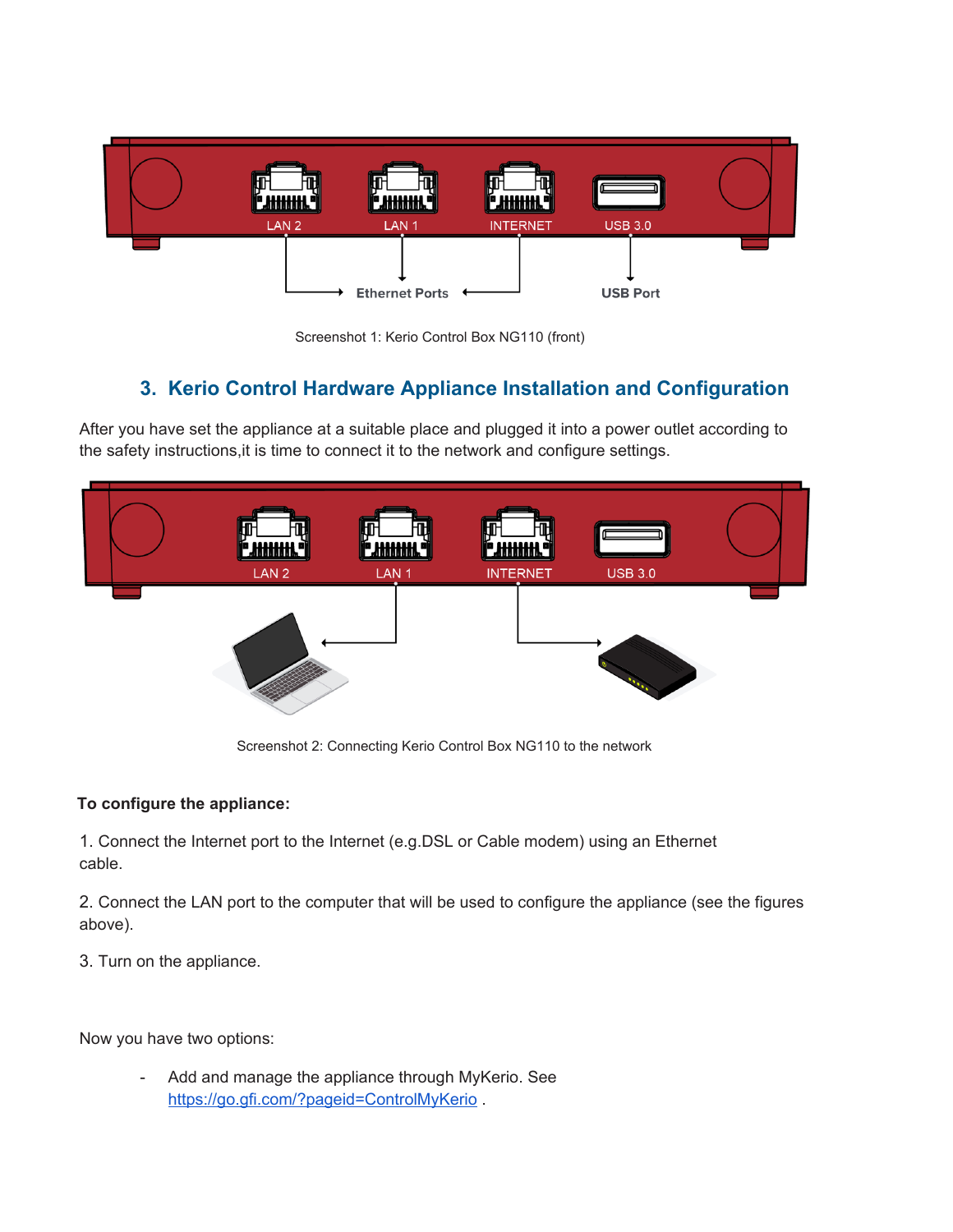Screenshot 1: Kerio Control Box NG110 (front)

## 3. Kerio Control Hardware Appliance Installation and Configuration

After you have set the appliance at a suitable place and plugged it into a power outlet according to the safety instructions,it is time to connect it to the network and configure settings.

Screenshot 2: Connecting Kerio Control Box NG110 to the network

**To configure the appliance:**

1. Connect the Internet port to the Internet (e.g.DSL or Cable modem) using an Ethernet cable.

2. Connect the LAN port to the computer that will be used to configure the appliance (see the figures above).

3. Turn on the appliance.

Now you have two options:

- Add and manage the appliance through MyKerio. See https://go.gfi.com/?pageid=ControlMyKerio .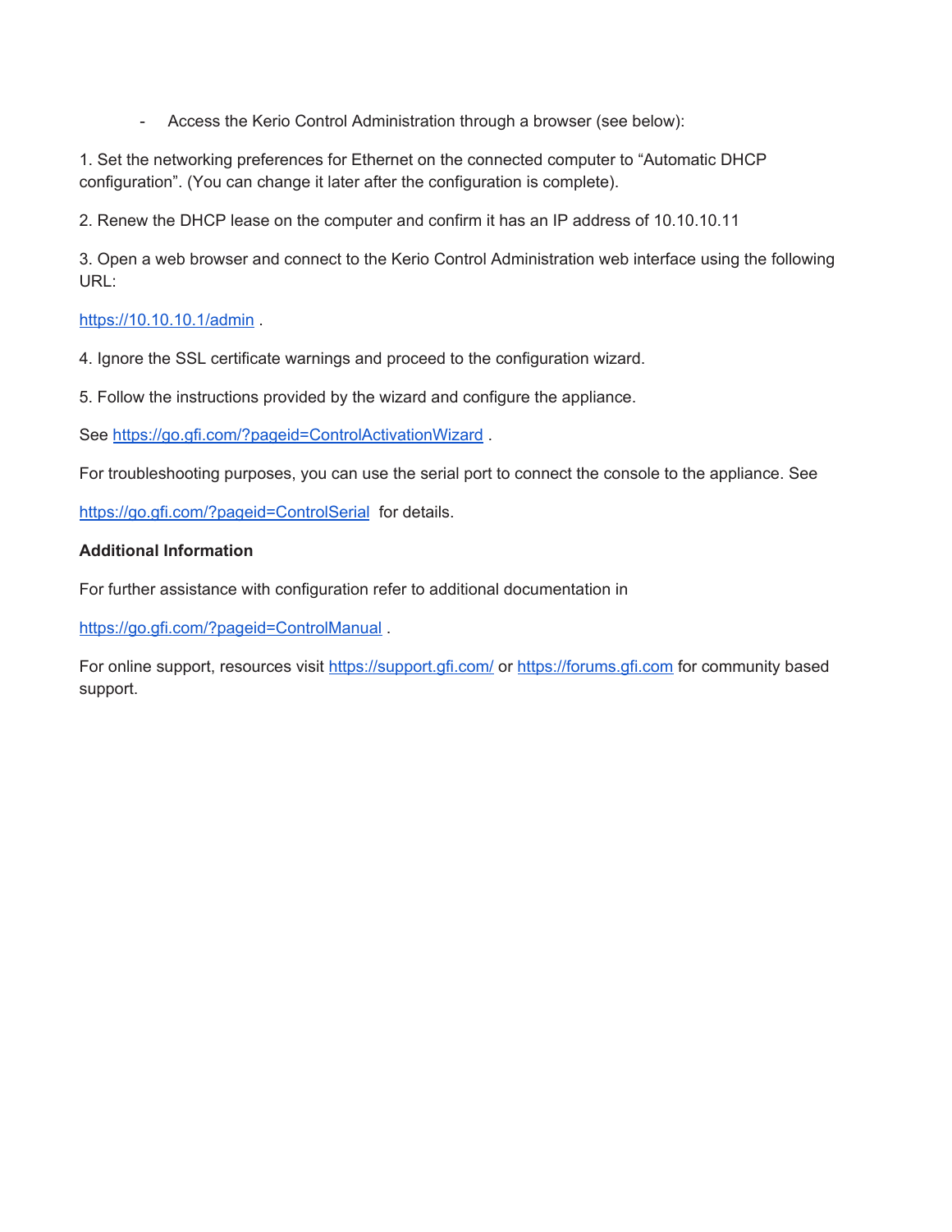- Access the Kerio Control Administration through a browser (see below):

1. Set the networking preferences for Ethernet on the connected computer to "Automatic DHCP configuration". (You can change it later after the configuration is complete).

2. Renew the DHCP lease on the computer and confirm it has an IP address of 10.10.10.11

3. Open a web browser and connect to the Kerio Control Administration web interface using the following URL:

https://10.10.10.1/admin .

4. Ignore the SSL certificate warnings and proceed to the configuration wizard.

5. Follow the instructions provided by the wizard and configure the appliance.

See https://go.gfi.com/?pageid=ControlActivationWizard .

For troubleshooting purposes, you can use the serial port to connect the console to the appliance. See

https://go.gfi.com/?pageid=ControlSerial for details.

**Additional Information**

For further assistance with configuration refer to additional documentation in

https://go.gfi.com/?pageid=ControlManual .

For online support, resources visit https://support.gfi.com/ or https://forums.gfi.com for community based support.